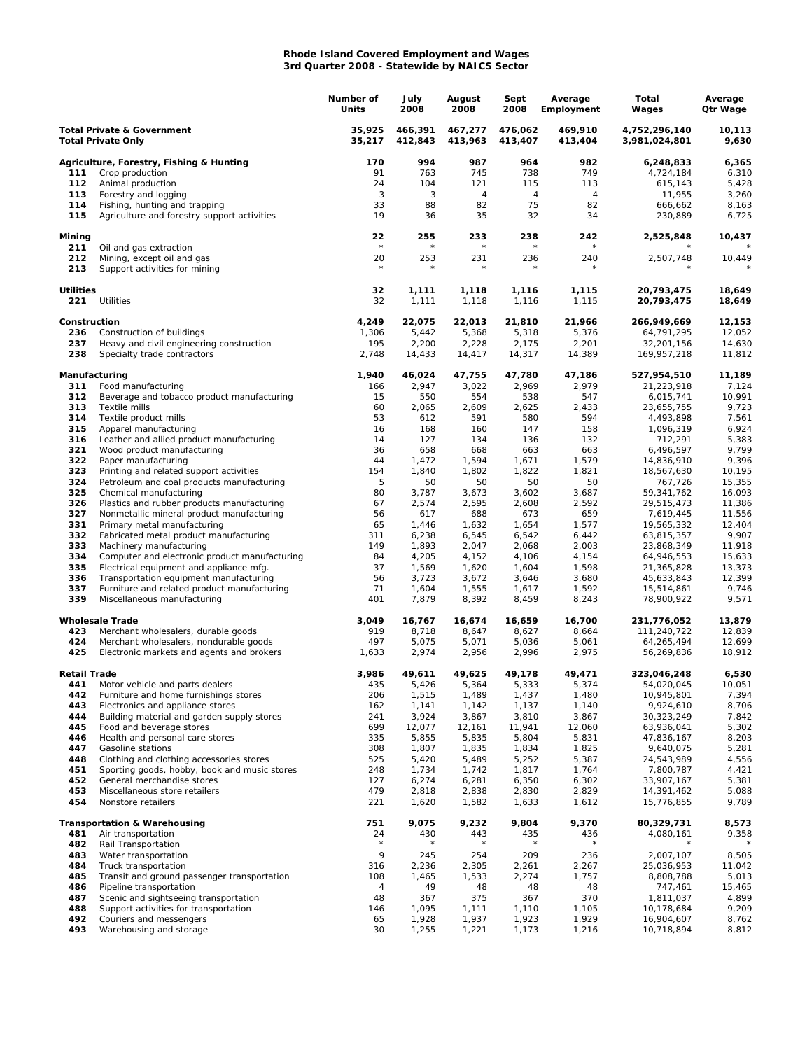**Rhode Island Covered Employment and Wages**
**3rd Quarter 2008 - Statewide by NAICS Sector**

| | | Number of Units | July 2008 | August 2008 | Sept 2008 | Average Employment | Total Wages | Average Qtr Wage |
|---|---|---|---|---|---|---|---|---|
| **Total Private & Government** | | **35,925** | **466,391** | **467,277** | **476,062** | **469,910** | **4,752,296,140** | **10,113** |
| **Total Private Only** | | **35,217** | **412,843** | **413,963** | **413,407** | **413,404** | **3,981,024,801** | **9,630** |
| **Agriculture, Forestry, Fishing & Hunting** | | **170** | **994** | **987** | **964** | **982** | **6,248,833** | **6,365** |
| 111 | Crop production | 91 | 763 | 745 | 738 | 749 | 4,724,184 | 6,310 |
| 112 | Animal production | 24 | 104 | 121 | 115 | 113 | 615,143 | 5,428 |
| 113 | Forestry and logging | 3 | 3 | 4 | 4 | 4 | 11,955 | 3,260 |
| 114 | Fishing, hunting and trapping | 33 | 88 | 82 | 75 | 82 | 666,662 | 8,163 |
| 115 | Agriculture and forestry support activities | 19 | 36 | 35 | 32 | 34 | 230,889 | 6,725 |
| **Mining** | | **22** | **255** | **233** | **238** | **242** | **2,525,848** | **10,437** |
| 211 | Oil and gas extraction | * | * | * | * | * | * | * |
| 212 | Mining, except oil and gas | 20 | 253 | 231 | 236 | 240 | 2,507,748 | 10,449 |
| 213 | Support activities for mining | * | * | * | * | * | * | * |
| **Utilities** | | **32** | **1,111** | **1,118** | **1,116** | **1,115** | **20,793,475** | **18,649** |
| 221 | Utilities | 32 | 1,111 | 1,118 | 1,116 | 1,115 | 20,793,475 | 18,649 |
| **Construction** | | **4,249** | **22,075** | **22,013** | **21,810** | **21,966** | **266,949,669** | **12,153** |
| 236 | Construction of buildings | 1,306 | 5,442 | 5,368 | 5,318 | 5,376 | 64,791,295 | 12,052 |
| 237 | Heavy and civil engineering construction | 195 | 2,200 | 2,228 | 2,175 | 2,201 | 32,201,156 | 14,630 |
| 238 | Specialty trade contractors | 2,748 | 14,433 | 14,417 | 14,317 | 14,389 | 169,957,218 | 11,812 |
| **Manufacturing** | | **1,940** | **46,024** | **47,755** | **47,780** | **47,186** | **527,954,510** | **11,189** |
| 311 | Food manufacturing | 166 | 2,947 | 3,022 | 2,969 | 2,979 | 21,223,918 | 7,124 |
| 312 | Beverage and tobacco product manufacturing | 15 | 550 | 554 | 538 | 547 | 6,015,741 | 10,991 |
| 313 | Textile mills | 60 | 2,065 | 2,609 | 2,625 | 2,433 | 23,655,755 | 9,723 |
| 314 | Textile product mills | 53 | 612 | 591 | 580 | 594 | 4,493,898 | 7,561 |
| 315 | Apparel manufacturing | 16 | 168 | 160 | 147 | 158 | 1,096,319 | 6,924 |
| 316 | Leather and allied product manufacturing | 14 | 127 | 134 | 136 | 132 | 712,291 | 5,383 |
| 321 | Wood product manufacturing | 36 | 658 | 668 | 663 | 663 | 6,496,597 | 9,799 |
| 322 | Paper manufacturing | 44 | 1,472 | 1,594 | 1,671 | 1,579 | 14,836,910 | 9,396 |
| 323 | Printing and related support activities | 154 | 1,840 | 1,802 | 1,822 | 1,821 | 18,567,630 | 10,195 |
| 324 | Petroleum and coal products manufacturing | 5 | 50 | 50 | 50 | 50 | 767,726 | 15,355 |
| 325 | Chemical manufacturing | 80 | 3,787 | 3,673 | 3,602 | 3,687 | 59,341,762 | 16,093 |
| 326 | Plastics and rubber products manufacturing | 67 | 2,574 | 2,595 | 2,608 | 2,592 | 29,515,473 | 11,386 |
| 327 | Nonmetallic mineral product manufacturing | 56 | 617 | 688 | 673 | 659 | 7,619,445 | 11,556 |
| 331 | Primary metal manufacturing | 65 | 1,446 | 1,632 | 1,654 | 1,577 | 19,565,332 | 12,404 |
| 332 | Fabricated metal product manufacturing | 311 | 6,238 | 6,545 | 6,542 | 6,442 | 63,815,357 | 9,907 |
| 333 | Machinery manufacturing | 149 | 1,893 | 2,047 | 2,068 | 2,003 | 23,868,349 | 11,918 |
| 334 | Computer and electronic product manufacturing | 84 | 4,205 | 4,152 | 4,106 | 4,154 | 64,946,553 | 15,633 |
| 335 | Electrical equipment and appliance mfg. | 37 | 1,569 | 1,620 | 1,604 | 1,598 | 21,365,828 | 13,373 |
| 336 | Transportation equipment manufacturing | 56 | 3,723 | 3,672 | 3,646 | 3,680 | 45,633,843 | 12,399 |
| 337 | Furniture and related product manufacturing | 71 | 1,604 | 1,555 | 1,617 | 1,592 | 15,514,861 | 9,746 |
| 339 | Miscellaneous manufacturing | 401 | 7,879 | 8,392 | 8,459 | 8,243 | 78,900,922 | 9,571 |
| **Wholesale Trade** | | **3,049** | **16,767** | **16,674** | **16,659** | **16,700** | **231,776,052** | **13,879** |
| 423 | Merchant wholesalers, durable goods | 919 | 8,718 | 8,647 | 8,627 | 8,664 | 111,240,722 | 12,839 |
| 424 | Merchant wholesalers, nondurable goods | 497 | 5,075 | 5,071 | 5,036 | 5,061 | 64,265,494 | 12,699 |
| 425 | Electronic markets and agents and brokers | 1,633 | 2,974 | 2,956 | 2,996 | 2,975 | 56,269,836 | 18,912 |
| **Retail Trade** | | **3,986** | **49,611** | **49,625** | **49,178** | **49,471** | **323,046,248** | **6,530** |
| 441 | Motor vehicle and parts dealers | 435 | 5,426 | 5,364 | 5,333 | 5,374 | 54,020,045 | 10,051 |
| 442 | Furniture and home furnishings stores | 206 | 1,515 | 1,489 | 1,437 | 1,480 | 10,945,801 | 7,394 |
| 443 | Electronics and appliance stores | 162 | 1,141 | 1,142 | 1,137 | 1,140 | 9,924,610 | 8,706 |
| 444 | Building material and garden supply stores | 241 | 3,924 | 3,867 | 3,810 | 3,867 | 30,323,249 | 7,842 |
| 445 | Food and beverage stores | 699 | 12,077 | 12,161 | 11,941 | 12,060 | 63,936,041 | 5,302 |
| 446 | Health and personal care stores | 335 | 5,855 | 5,835 | 5,804 | 5,831 | 47,836,167 | 8,203 |
| 447 | Gasoline stations | 308 | 1,807 | 1,835 | 1,834 | 1,825 | 9,640,075 | 5,281 |
| 448 | Clothing and clothing accessories stores | 525 | 5,420 | 5,489 | 5,252 | 5,387 | 24,543,989 | 4,556 |
| 451 | Sporting goods, hobby, book and music stores | 248 | 1,734 | 1,742 | 1,817 | 1,764 | 7,800,787 | 4,421 |
| 452 | General merchandise stores | 127 | 6,274 | 6,281 | 6,350 | 6,302 | 33,907,167 | 5,381 |
| 453 | Miscellaneous store retailers | 479 | 2,818 | 2,838 | 2,830 | 2,829 | 14,391,462 | 5,088 |
| 454 | Nonstore retailers | 221 | 1,620 | 1,582 | 1,633 | 1,612 | 15,776,855 | 9,789 |
| **Transportation & Warehousing** | | **751** | **9,075** | **9,232** | **9,804** | **9,370** | **80,329,731** | **8,573** |
| 481 | Air transportation | 24 | 430 | 443 | 435 | 436 | 4,080,161 | 9,358 |
| 482 | Rail Transportation | * | * | * | * | * | * | * |
| 483 | Water transportation | 9 | 245 | 254 | 209 | 236 | 2,007,107 | 8,505 |
| 484 | Truck transportation | 316 | 2,236 | 2,305 | 2,261 | 2,267 | 25,036,953 | 11,042 |
| 485 | Transit and ground passenger transportation | 108 | 1,465 | 1,533 | 2,274 | 1,757 | 8,808,788 | 5,013 |
| 486 | Pipeline transportation | 4 | 49 | 48 | 48 | 48 | 747,461 | 15,465 |
| 487 | Scenic and sightseeing transportation | 48 | 367 | 375 | 367 | 370 | 1,811,037 | 4,899 |
| 488 | Support activities for transportation | 146 | 1,095 | 1,111 | 1,110 | 1,105 | 10,178,684 | 9,209 |
| 492 | Couriers and messengers | 65 | 1,928 | 1,937 | 1,923 | 1,929 | 16,904,607 | 8,762 |
| 493 | Warehousing and storage | 30 | 1,255 | 1,221 | 1,173 | 1,216 | 10,718,894 | 8,812 |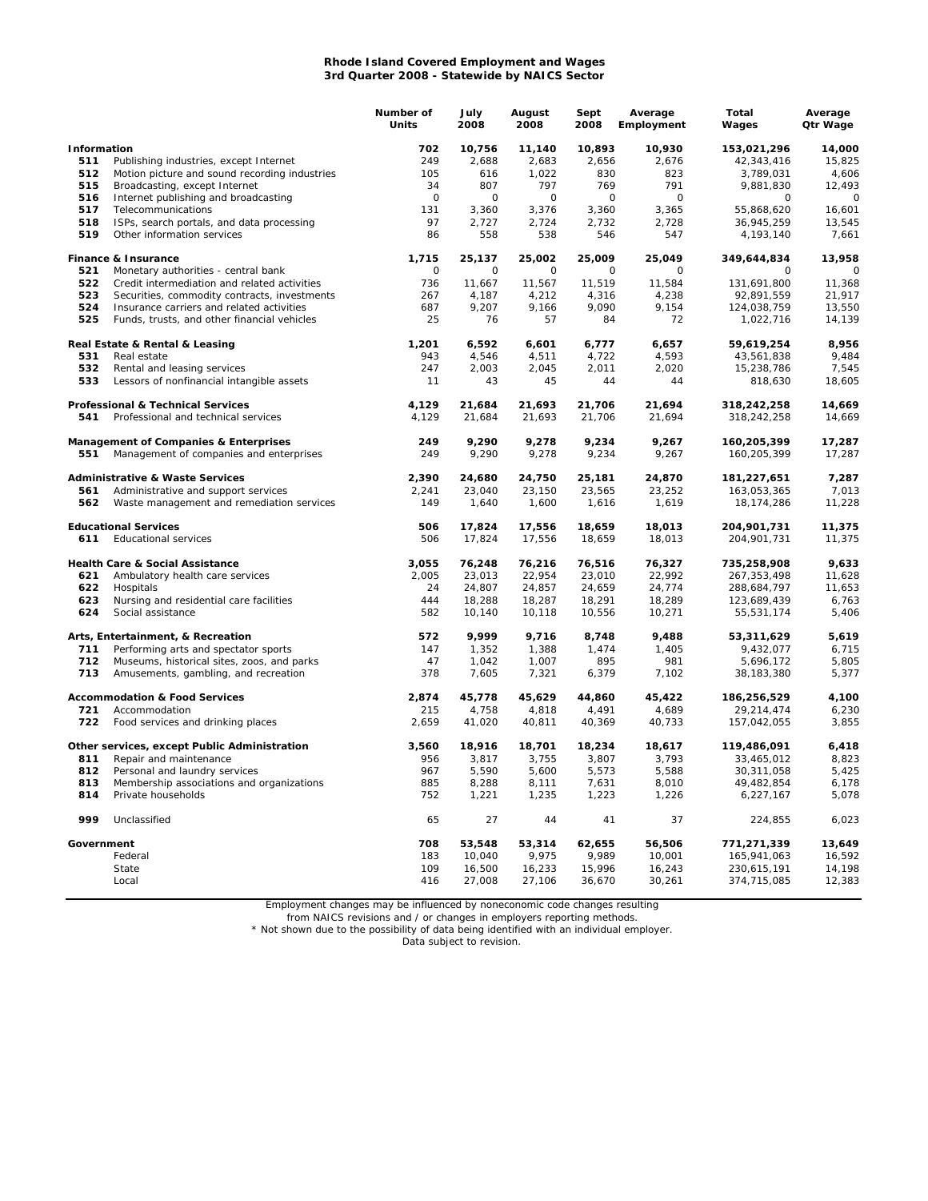# Rhode Island Covered Employment and Wages
## 3rd Quarter 2008 - Statewide by NAICS Sector

| | | Number of Units | July 2008 | August 2008 | Sept 2008 | Average Employment | Total Wages | Average Qtr Wage |
|---|---|---|---|---|---|---|---|---|
| **Information** | | **702** | **10,756** | **11,140** | **10,893** | **10,930** | **153,021,296** | **14,000** |
| **511** | Publishing industries, except Internet | 249 | 2,688 | 2,683 | 2,656 | 2,676 | 42,343,416 | 15,825 |
| **512** | Motion picture and sound recording industries | 105 | 616 | 1,022 | 830 | 823 | 3,789,031 | 4,606 |
| **515** | Broadcasting, except Internet | 34 | 807 | 797 | 769 | 791 | 9,881,830 | 12,493 |
| **516** | Internet publishing and broadcasting | 0 | 0 | 0 | 0 | 0 | 0 | 0 |
| **517** | Telecommunications | 131 | 3,360 | 3,376 | 3,360 | 3,365 | 55,868,620 | 16,601 |
| **518** | ISPs, search portals, and data processing | 97 | 2,727 | 2,724 | 2,732 | 2,728 | 36,945,259 | 13,545 |
| **519** | Other information services | 86 | 558 | 538 | 546 | 547 | 4,193,140 | 7,661 |
| **Finance & Insurance** | | **1,715** | **25,137** | **25,002** | **25,009** | **25,049** | **349,644,834** | **13,958** |
| **521** | Monetary authorities - central bank | 0 | 0 | 0 | 0 | 0 | 0 | 0 |
| **522** | Credit intermediation and related activities | 736 | 11,667 | 11,567 | 11,519 | 11,584 | 131,691,800 | 11,368 |
| **523** | Securities, commodity contracts, investments | 267 | 4,187 | 4,212 | 4,316 | 4,238 | 92,891,559 | 21,917 |
| **524** | Insurance carriers and related activities | 687 | 9,207 | 9,166 | 9,090 | 9,154 | 124,038,759 | 13,550 |
| **525** | Funds, trusts, and other financial vehicles | 25 | 76 | 57 | 84 | 72 | 1,022,716 | 14,139 |
| **Real Estate & Rental & Leasing** | | **1,201** | **6,592** | **6,601** | **6,777** | **6,657** | **59,619,254** | **8,956** |
| **531** | Real estate | 943 | 4,546 | 4,511 | 4,722 | 4,593 | 43,561,838 | 9,484 |
| **532** | Rental and leasing services | 247 | 2,003 | 2,045 | 2,011 | 2,020 | 15,238,786 | 7,545 |
| **533** | Lessors of nonfinancial intangible assets | 11 | 43 | 45 | 44 | 44 | 818,630 | 18,605 |
| **Professional & Technical Services** | | **4,129** | **21,684** | **21,693** | **21,706** | **21,694** | **318,242,258** | **14,669** |
| **541** | Professional and technical services | 4,129 | 21,684 | 21,693 | 21,706 | 21,694 | 318,242,258 | 14,669 |
| **Management of Companies & Enterprises** | | **249** | **9,290** | **9,278** | **9,234** | **9,267** | **160,205,399** | **17,287** |
| **551** | Management of companies and enterprises | 249 | 9,290 | 9,278 | 9,234 | 9,267 | 160,205,399 | 17,287 |
| **Administrative & Waste Services** | | **2,390** | **24,680** | **24,750** | **25,181** | **24,870** | **181,227,651** | **7,287** |
| **561** | Administrative and support services | 2,241 | 23,040 | 23,150 | 23,565 | 23,252 | 163,053,365 | 7,013 |
| **562** | Waste management and remediation services | 149 | 1,640 | 1,600 | 1,616 | 1,619 | 18,174,286 | 11,228 |
| **Educational Services** | | **506** | **17,824** | **17,556** | **18,659** | **18,013** | **204,901,731** | **11,375** |
| **611** | Educational services | 506 | 17,824 | 17,556 | 18,659 | 18,013 | 204,901,731 | 11,375 |
| **Health Care & Social Assistance** | | **3,055** | **76,248** | **76,216** | **76,516** | **76,327** | **735,258,908** | **9,633** |
| **621** | Ambulatory health care services | 2,005 | 23,013 | 22,954 | 23,010 | 22,992 | 267,353,498 | 11,628 |
| **622** | Hospitals | 24 | 24,807 | 24,857 | 24,659 | 24,774 | 288,684,797 | 11,653 |
| **623** | Nursing and residential care facilities | 444 | 18,288 | 18,287 | 18,291 | 18,289 | 123,689,439 | 6,763 |
| **624** | Social assistance | 582 | 10,140 | 10,118 | 10,556 | 10,271 | 55,531,174 | 5,406 |
| **Arts, Entertainment, & Recreation** | | **572** | **9,999** | **9,716** | **8,748** | **9,488** | **53,311,629** | **5,619** |
| **711** | Performing arts and spectator sports | 147 | 1,352 | 1,388 | 1,474 | 1,405 | 9,432,077 | 6,715 |
| **712** | Museums, historical sites, zoos, and parks | 47 | 1,042 | 1,007 | 895 | 981 | 5,696,172 | 5,805 |
| **713** | Amusements, gambling, and recreation | 378 | 7,605 | 7,321 | 6,379 | 7,102 | 38,183,380 | 5,377 |
| **Accommodation & Food Services** | | **2,874** | **45,778** | **45,629** | **44,860** | **45,422** | **186,256,529** | **4,100** |
| **721** | Accommodation | 215 | 4,758 | 4,818 | 4,491 | 4,689 | 29,214,474 | 6,230 |
| **722** | Food services and drinking places | 2,659 | 41,020 | 40,811 | 40,369 | 40,733 | 157,042,055 | 3,855 |
| **Other services, except Public Administration** | | **3,560** | **18,916** | **18,701** | **18,234** | **18,617** | **119,486,091** | **6,418** |
| **811** | Repair and maintenance | 956 | 3,817 | 3,755 | 3,807 | 3,793 | 33,465,012 | 8,823 |
| **812** | Personal and laundry services | 967 | 5,590 | 5,600 | 5,573 | 5,588 | 30,311,058 | 5,425 |
| **813** | Membership associations and organizations | 885 | 8,288 | 8,111 | 7,631 | 8,010 | 49,482,854 | 6,178 |
| **814** | Private households | 752 | 1,221 | 1,235 | 1,223 | 1,226 | 6,227,167 | 5,078 |
| **999** | Unclassified | 65 | 27 | 44 | 41 | 37 | 224,855 | 6,023 |
| **Government** | | **708** | **53,548** | **53,314** | **62,655** | **56,506** | **771,271,339** | **13,649** |
| | Federal | 183 | 10,040 | 9,975 | 9,989 | 10,001 | 165,941,063 | 16,592 |
| | State | 109 | 16,500 | 16,233 | 15,996 | 16,243 | 230,615,191 | 14,198 |
| | Local | 416 | 27,008 | 27,106 | 36,670 | 30,261 | 374,715,085 | 12,383 |

Employment changes may be influenced by noneconomic code changes resulting from NAICS revisions and / or changes in employers reporting methods.

* Not shown due to the possibility of data being identified with an individual employer.

Data subject to revision.